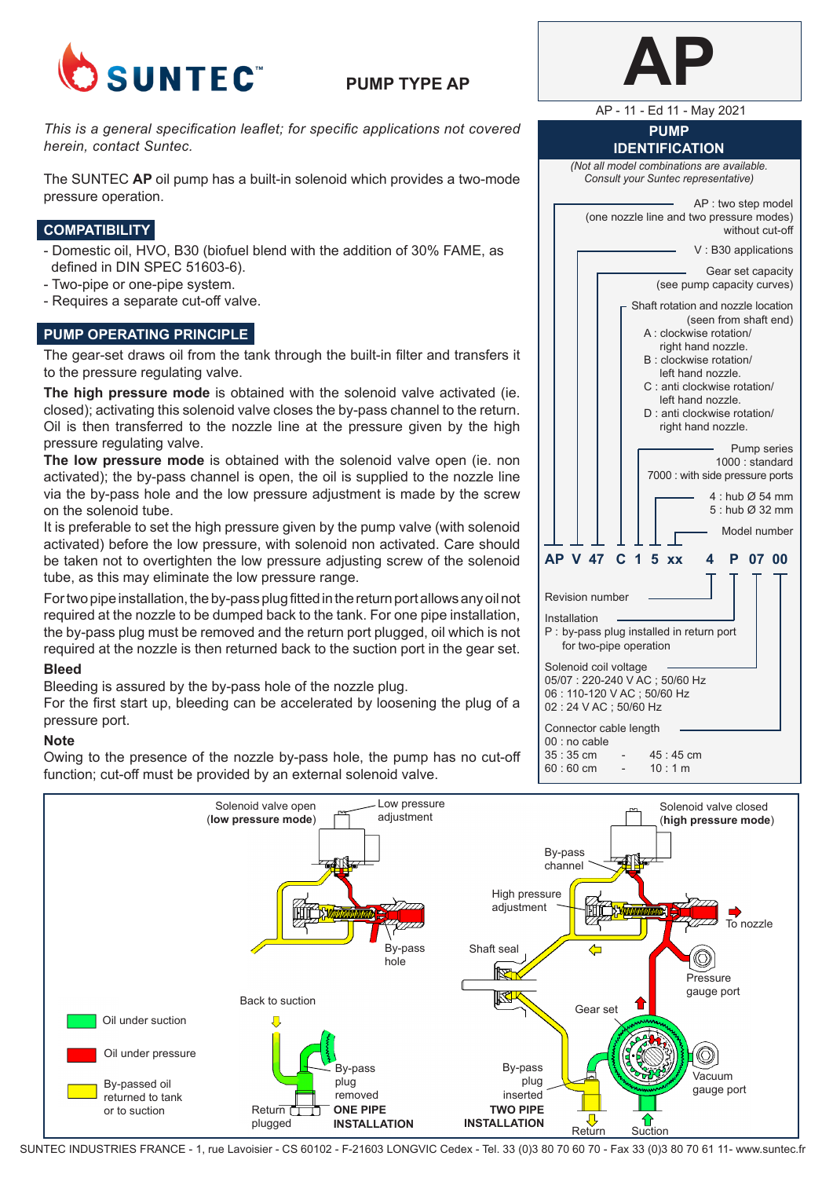# SUNTEC

## PUMP TYPE AP

# AP

AP - 11 - Ed 11 - May 2021

*This is a general specification leaflet; for specific applications not covered herein, contact Suntec.*

The SUNTEC **AP** oil pump has a built-in solenoid which provides a two-mode pressure operation.

## COMPATIBILITY

- Domestic oil, HVO, B30 (biofuel blend with the addition of 30% FAME, as defined in DIN SPEC 51603-6).
- Two-pipe or one-pipe system.
- Requires a separate cut-off valve.

## PUMP OPERATING PRINCIPLE

The gear-set draws oil from the tank through the built-in filter and transfers it to the pressure regulating valve.

**The high pressure mode** is obtained with the solenoid valve activated (ie. closed); activating this solenoid valve closes the by-pass channel to the return. Oil is then transferred to the nozzle line at the pressure given by the high pressure regulating valve.

**The low pressure mode** is obtained with the solenoid valve open (ie. non activated); the by-pass channel is open, the oil is supplied to the nozzle line via the by-pass hole and the low pressure adjustment is made by the screw on the solenoid tube.

It is preferable to set the high pressure given by the pump valve (with solenoid activated) before the low pressure, with solenoid non activated. Care should be taken not to overtighten the low pressure adjusting screw of the solenoid tube, as this may eliminate the low pressure range.

For two pipe installation, the by-pass plug fitted in the return port allows any oil not required at the nozzle to be dumped back to the tank. For one pipe installation, the by-pass plug must be removed and the return port plugged, oil which is not required at the nozzle is then returned back to the suction port in the gear set.

### Bleed

Bleeding is assured by the by-pass hole of the nozzle plug.

For the first start up, bleeding can be accelerated by loosening the plug of a pressure port.

### Note

Owing to the presence of the nozzle by-pass hole, the pump has no cut-off function; cut-off must be provided by an external solenoid valve.

## PUMP IDENTIFICATION

*(Not all model combinations are available. Consult your Suntec representative)*

**AP V 47 C 1 5 xx 4 P 07 00**

- AP : two step model (one nozzle line and two pressure modes) without cut-off
- V : B30 applications
- Gear set capacity (see pump capacity curves)
- Shaft rotation and nozzle location (seen from shaft end)
  - A : clockwise rotation/ right hand nozzle.
  - B : clockwise rotation/ left hand nozzle.
  - C : anti clockwise rotation/ left hand nozzle.
  - D : anti clockwise rotation/ right hand nozzle.
- Pump series
  - 1000 : standard
  - 7000 : with side pressure ports
- 4 : hub Ø 54 mm
- 5 : hub Ø 32 mm
- Model number
- Revision number
- Installation
  - P : by-pass plug installed in return port for two-pipe operation
- Solenoid coil voltage
  - 05/07 : 220-240 V AC ; 50/60 Hz
  - 06 : 110-120 V AC ; 50/60 Hz
  - 02 : 24 V AC ; 50/60 Hz
- Connector cable length
  - 00 : no cable
  - 35 : 35 cm - 45 : 45 cm
  - 60 : 60 cm - 10 : 1 m

Solenoid valve open (**low pressure mode**) — Low pressure adjustment — By-pass hole

Solenoid valve closed (**high pressure mode**) — By-pass channel — High pressure adjustment — To nozzle — Shaft seal — Pressure gauge port — Gear set — Vacuum gauge port — Return — Suction

Back to suction — By-pass plug removed — Return plugged — **ONE PIPE INSTALLATION**

By-pass plug inserted — **TWO PIPE INSTALLATION**

- Oil under suction
- Oil under pressure
- By-passed oil returned to tank or to suction

SUNTEC INDUSTRIES FRANCE - 1, rue Lavoisier - CS 60102 - F-21603 LONGVIC Cedex - Tel. 33 (0)3 80 70 60 70 - Fax 33 (0)3 80 70 61 11- www.suntec.fr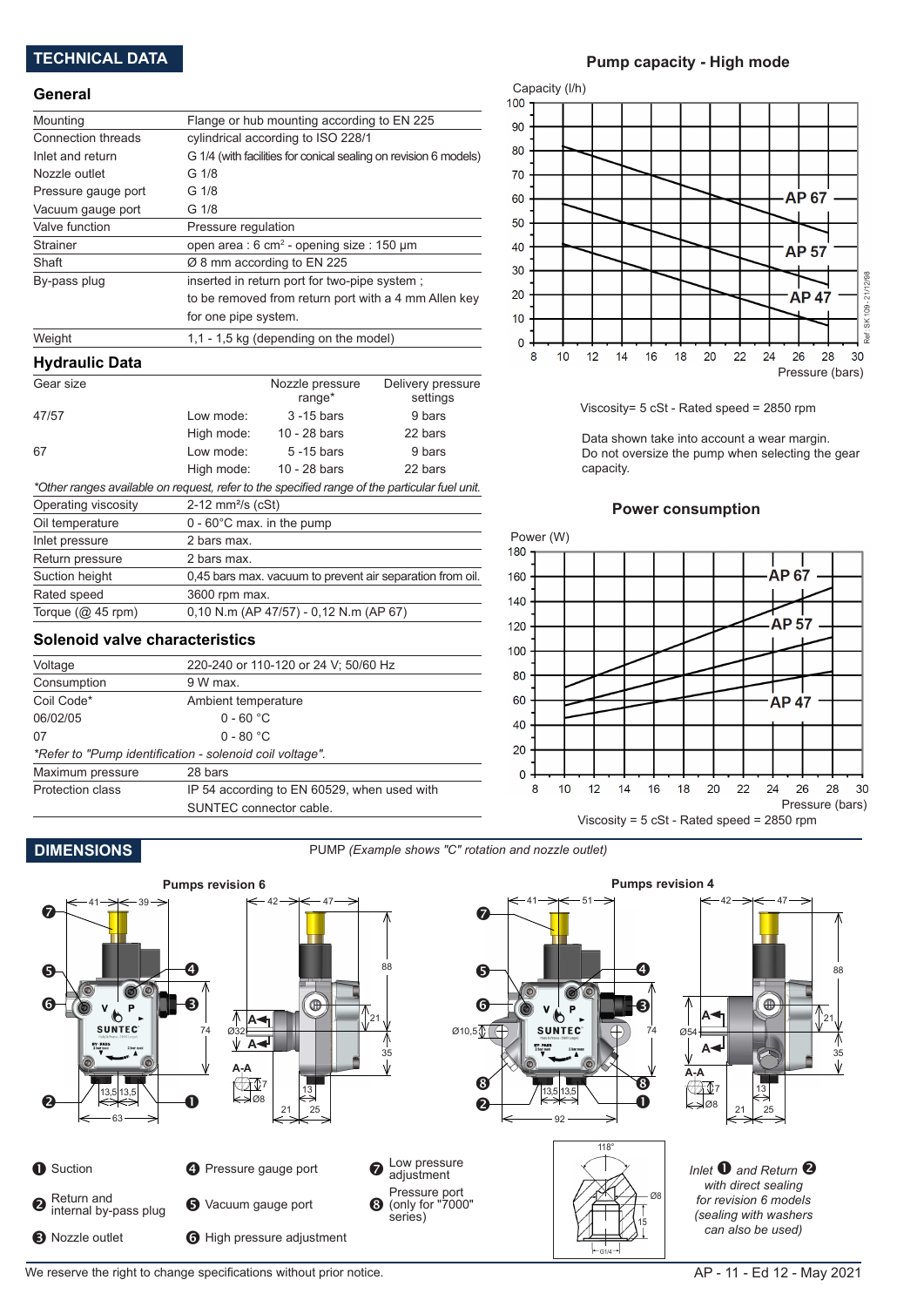## TECHNICAL DATA

### General

| | |
|---|---|
| Mounting | Flange or hub mounting according to EN 225 |
| Connection threads | cylindrical according to ISO 228/1 |
| Inlet and return | G 1/4 (with facilities for conical sealing on revision 6 models) |
| Nozzle outlet | G 1/8 |
| Pressure gauge port | G 1/8 |
| Vacuum gauge port | G 1/8 |
| Valve function | Pressure regulation |
| Strainer | open area : 6 cm² - opening size : 150 µm |
| Shaft | Ø 8 mm according to EN 225 |
| By-pass plug | inserted in return port for two-pipe system ; to be removed from return port with a 4 mm Allen key for one pipe system. |
| Weight | 1,1 - 1,5 kg (depending on the model) |

### Hydraulic Data

| Gear size | | Nozzle pressure range* | Delivery pressure settings |
|---|---|---|---|
| 47/57 | Low mode: | 3 -15 bars | 9 bars |
| | High mode: | 10 - 28 bars | 22 bars |
| 67 | Low mode: | 5 -15 bars | 9 bars |
| | High mode: | 10 - 28 bars | 22 bars |

*Other ranges available on request, refer to the specified range of the particular fuel unit.*

| | |
|---|---|
| Operating viscosity | 2-12 mm²/s (cSt) |
| Oil temperature | 0 - 60°C max. in the pump |
| Inlet pressure | 2 bars max. |
| Return pressure | 2 bars max. |
| Suction height | 0,45 bars max. vacuum to prevent air separation from oil. |
| Rated speed | 3600 rpm max. |
| Torque (@ 45 rpm) | 0,10 N.m (AP 47/57) - 0,12 N.m (AP 67) |

### Solenoid valve characteristics

| | |
|---|---|
| Voltage | 220-240 or 110-120 or 24 V; 50/60 Hz |
| Consumption | 9 W max. |
| Coil Code* | Ambient temperature |
| 06/02/05 | 0 - 60 °C |
| 07 | 0 - 80 °C |

*Refer to "Pump identification - solenoid coil voltage".*

| | |
|---|---|
| Maximum pressure | 28 bars |
| Protection class | IP 54 according to EN 60529, when used with SUNTEC connector cable. |

### Pump capacity - High mode

Capacity (l/h)
AP 67
AP 57
AP 47
Pressure (bars)
Ref: SK 109 - 21/12/98

Viscosity= 5 cSt - Rated speed = 2850 rpm

Data shown take into account a wear margin.
Do not oversize the pump when selecting the gear capacity.

### Power consumption

Power (W)
AP 67
AP 57
AP 47
Pressure (bars)

Viscosity = 5 cSt - Rated speed = 2850 rpm

## DIMENSIONS

PUMP *(Example shows "C" rotation and nozzle outlet)*

Pumps revision 6

Pumps revision 4

1. Suction
2. Return and internal by-pass plug
3. Nozzle outlet
4. Pressure gauge port
5. Vacuum gauge port
6. High pressure adjustment
7. Low pressure adjustment
8. Pressure port (only for "7000" series)

*Inlet 1 and Return 2 with direct sealing for revision 6 models (sealing with washers can also be used)*

We reserve the right to change specifications without prior notice.